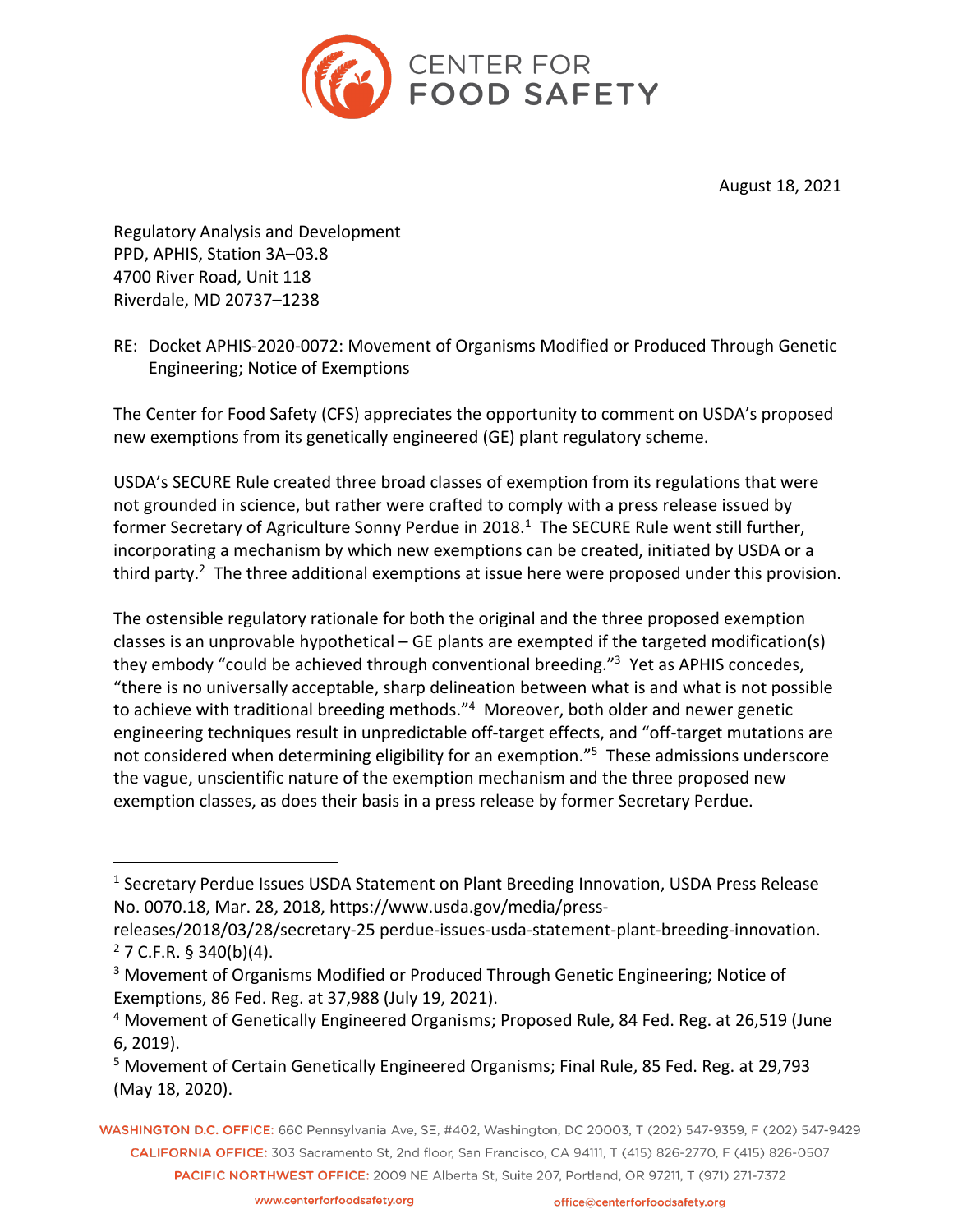# CENTER FOR FOOD SAFETY

August 18, 2021

Regulatory Analysis and Development
PPD, APHIS, Station 3A–03.8
4700 River Road, Unit 118
Riverdale, MD 20737–1238

RE: Docket APHIS-2020-0072: Movement of Organisms Modified or Produced Through Genetic Engineering; Notice of Exemptions

The Center for Food Safety (CFS) appreciates the opportunity to comment on USDA's proposed new exemptions from its genetically engineered (GE) plant regulatory scheme.

USDA's SECURE Rule created three broad classes of exemption from its regulations that were not grounded in science, but rather were crafted to comply with a press release issued by former Secretary of Agriculture Sonny Perdue in 2018.[1] The SECURE Rule went still further, incorporating a mechanism by which new exemptions can be created, initiated by USDA or a third party.[2] The three additional exemptions at issue here were proposed under this provision.

The ostensible regulatory rationale for both the original and the three proposed exemption classes is an unprovable hypothetical – GE plants are exempted if the targeted modification(s) they embody "could be achieved through conventional breeding."[3] Yet as APHIS concedes, "there is no universally acceptable, sharp delineation between what is and what is not possible to achieve with traditional breeding methods."[4] Moreover, both older and newer genetic engineering techniques result in unpredictable off-target effects, and "off-target mutations are not considered when determining eligibility for an exemption."[5] These admissions underscore the vague, unscientific nature of the exemption mechanism and the three proposed new exemption classes, as does their basis in a press release by former Secretary Perdue.

---

[1] Secretary Perdue Issues USDA Statement on Plant Breeding Innovation, USDA Press Release No. 0070.18, Mar. 28, 2018, https://www.usda.gov/media/press-releases/2018/03/28/secretary-25 perdue-issues-usda-statement-plant-breeding-innovation.

[2] 7 C.F.R. § 340(b)(4).

[3] Movement of Organisms Modified or Produced Through Genetic Engineering; Notice of Exemptions, 86 Fed. Reg. at 37,988 (July 19, 2021).

[4] Movement of Genetically Engineered Organisms; Proposed Rule, 84 Fed. Reg. at 26,519 (June 6, 2019).

[5] Movement of Certain Genetically Engineered Organisms; Final Rule, 85 Fed. Reg. at 29,793 (May 18, 2020).

**WASHINGTON D.C. OFFICE:** 660 Pennsylvania Ave, SE, #402, Washington, DC 20003, T (202) 547-9359, F (202) 547-9429
**CALIFORNIA OFFICE:** 303 Sacramento St, 2nd floor, San Francisco, CA 94111, T (415) 826-2770, F (415) 826-0507
**PACIFIC NORTHWEST OFFICE:** 2009 NE Alberta St, Suite 207, Portland, OR 97211, T (971) 271-7372

www.centerforfoodsafety.org office@centerforfoodsafety.org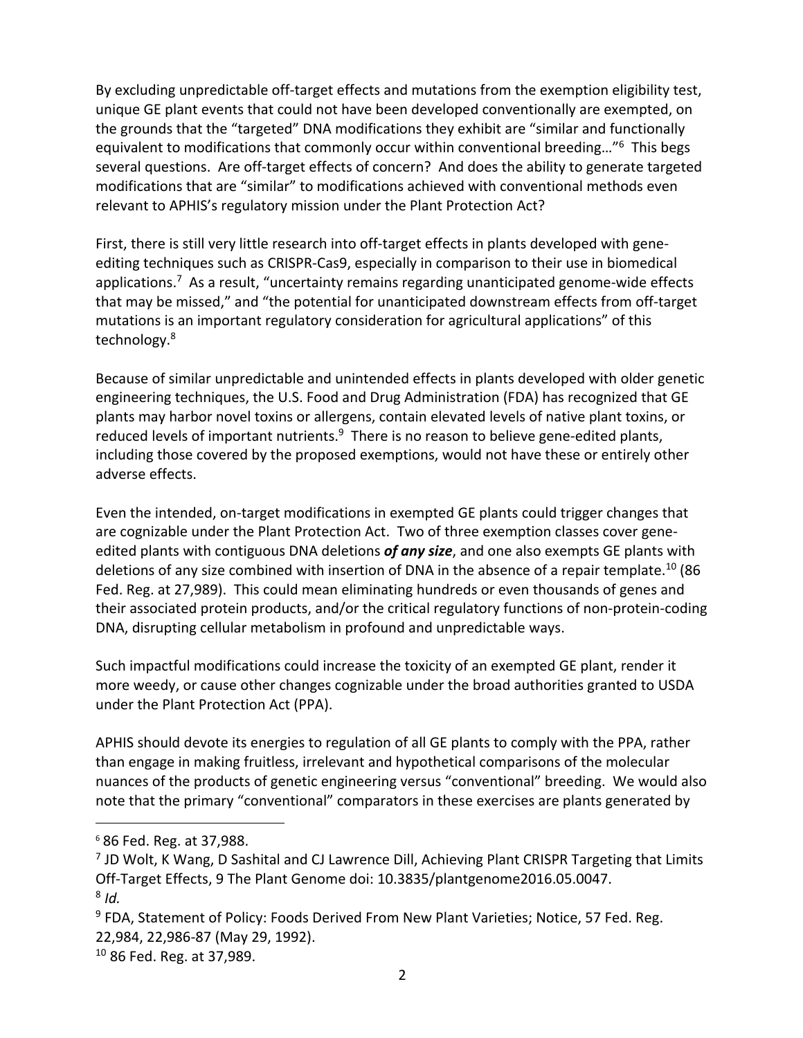By excluding unpredictable off-target effects and mutations from the exemption eligibility test, unique GE plant events that could not have been developed conventionally are exempted, on the grounds that the "targeted" DNA modifications they exhibit are "similar and functionally equivalent to modifications that commonly occur within conventional breeding…"[6] This begs several questions. Are off-target effects of concern? And does the ability to generate targeted modifications that are "similar" to modifications achieved with conventional methods even relevant to APHIS's regulatory mission under the Plant Protection Act?

First, there is still very little research into off-target effects in plants developed with gene-editing techniques such as CRISPR-Cas9, especially in comparison to their use in biomedical applications.[7] As a result, "uncertainty remains regarding unanticipated genome-wide effects that may be missed," and "the potential for unanticipated downstream effects from off-target mutations is an important regulatory consideration for agricultural applications" of this technology.[8]

Because of similar unpredictable and unintended effects in plants developed with older genetic engineering techniques, the U.S. Food and Drug Administration (FDA) has recognized that GE plants may harbor novel toxins or allergens, contain elevated levels of native plant toxins, or reduced levels of important nutrients.[9] There is no reason to believe gene-edited plants, including those covered by the proposed exemptions, would not have these or entirely other adverse effects.

Even the intended, on-target modifications in exempted GE plants could trigger changes that are cognizable under the Plant Protection Act. Two of three exemption classes cover gene-edited plants with contiguous DNA deletions ***of any size***, and one also exempts GE plants with deletions of any size combined with insertion of DNA in the absence of a repair template.[10] (86 Fed. Reg. at 27,989). This could mean eliminating hundreds or even thousands of genes and their associated protein products, and/or the critical regulatory functions of non-protein-coding DNA, disrupting cellular metabolism in profound and unpredictable ways.

Such impactful modifications could increase the toxicity of an exempted GE plant, render it more weedy, or cause other changes cognizable under the broad authorities granted to USDA under the Plant Protection Act (PPA).

APHIS should devote its energies to regulation of all GE plants to comply with the PPA, rather than engage in making fruitless, irrelevant and hypothetical comparisons of the molecular nuances of the products of genetic engineering versus "conventional" breeding. We would also note that the primary "conventional" comparators in these exercises are plants generated by

---

[6] 86 Fed. Reg. at 37,988.

[7] JD Wolt, K Wang, D Sashital and CJ Lawrence Dill, Achieving Plant CRISPR Targeting that Limits Off-Target Effects, 9 The Plant Genome doi: 10.3835/plantgenome2016.05.0047.

[8] *Id.*

[9] FDA, Statement of Policy: Foods Derived From New Plant Varieties; Notice, 57 Fed. Reg. 22,984, 22,986-87 (May 29, 1992).

[10] 86 Fed. Reg. at 37,989.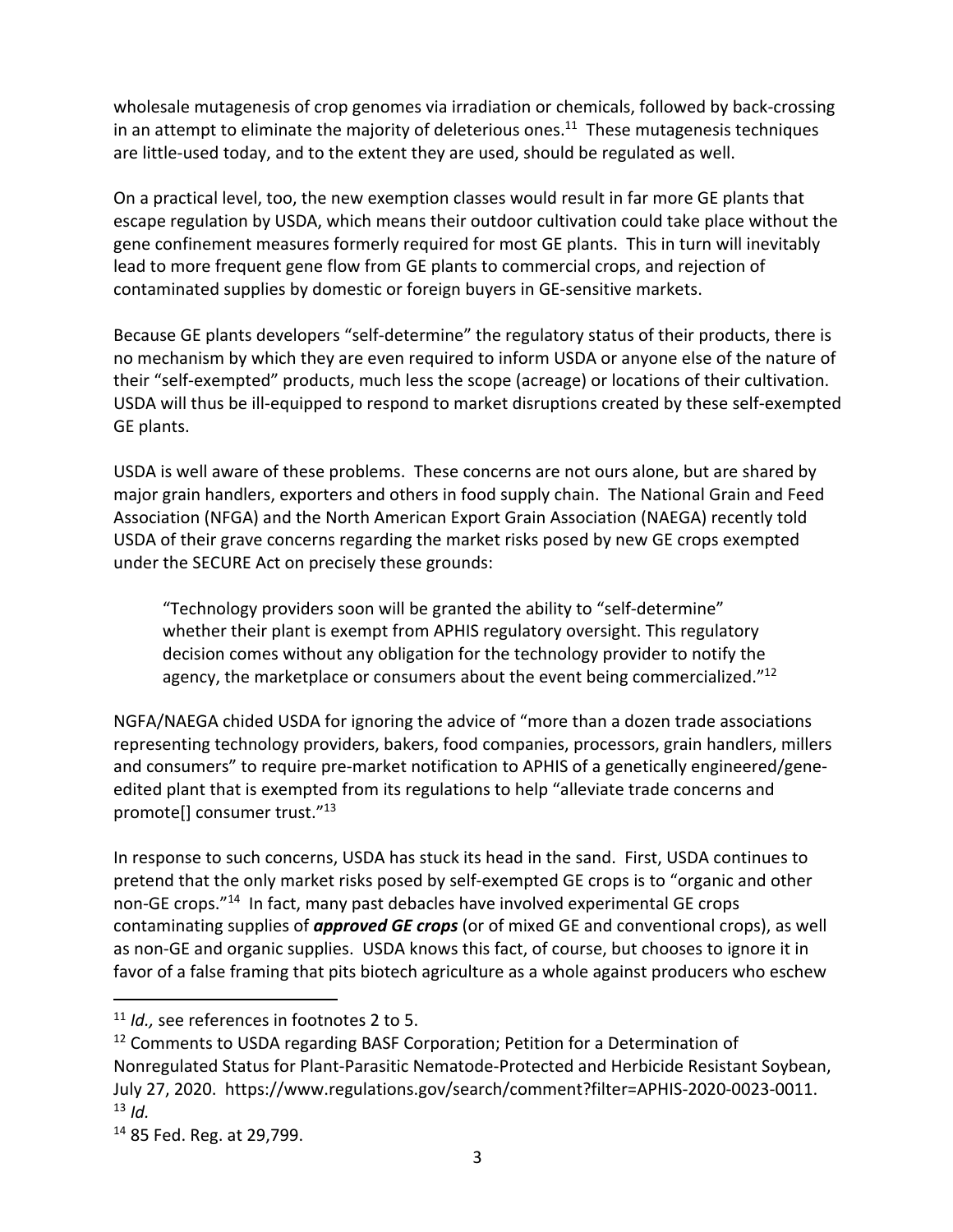wholesale mutagenesis of crop genomes via irradiation or chemicals, followed by back-crossing in an attempt to eliminate the majority of deleterious ones.[11] These mutagenesis techniques are little-used today, and to the extent they are used, should be regulated as well.

On a practical level, too, the new exemption classes would result in far more GE plants that escape regulation by USDA, which means their outdoor cultivation could take place without the gene confinement measures formerly required for most GE plants. This in turn will inevitably lead to more frequent gene flow from GE plants to commercial crops, and rejection of contaminated supplies by domestic or foreign buyers in GE-sensitive markets.

Because GE plants developers "self-determine" the regulatory status of their products, there is no mechanism by which they are even required to inform USDA or anyone else of the nature of their "self-exempted" products, much less the scope (acreage) or locations of their cultivation. USDA will thus be ill-equipped to respond to market disruptions created by these self-exempted GE plants.

USDA is well aware of these problems. These concerns are not ours alone, but are shared by major grain handlers, exporters and others in food supply chain. The National Grain and Feed Association (NFGA) and the North American Export Grain Association (NAEGA) recently told USDA of their grave concerns regarding the market risks posed by new GE crops exempted under the SECURE Act on precisely these grounds:

> "Technology providers soon will be granted the ability to "self-determine" whether their plant is exempt from APHIS regulatory oversight. This regulatory decision comes without any obligation for the technology provider to notify the agency, the marketplace or consumers about the event being commercialized."[12]

NGFA/NAEGA chided USDA for ignoring the advice of "more than a dozen trade associations representing technology providers, bakers, food companies, processors, grain handlers, millers and consumers" to require pre-market notification to APHIS of a genetically engineered/gene-edited plant that is exempted from its regulations to help "alleviate trade concerns and promote[] consumer trust."[13]

In response to such concerns, USDA has stuck its head in the sand. First, USDA continues to pretend that the only market risks posed by self-exempted GE crops is to "organic and other non-GE crops."[14] In fact, many past debacles have involved experimental GE crops contaminating supplies of ***approved GE crops*** (or of mixed GE and conventional crops), as well as non-GE and organic supplies. USDA knows this fact, of course, but chooses to ignore it in favor of a false framing that pits biotech agriculture as a whole against producers who eschew

---

[11] *Id.,* see references in footnotes 2 to 5.

[12] Comments to USDA regarding BASF Corporation; Petition for a Determination of Nonregulated Status for Plant-Parasitic Nematode-Protected and Herbicide Resistant Soybean, July 27, 2020. https://www.regulations.gov/search/comment?filter=APHIS-2020-0023-0011.

[13] *Id.*

[14] 85 Fed. Reg. at 29,799.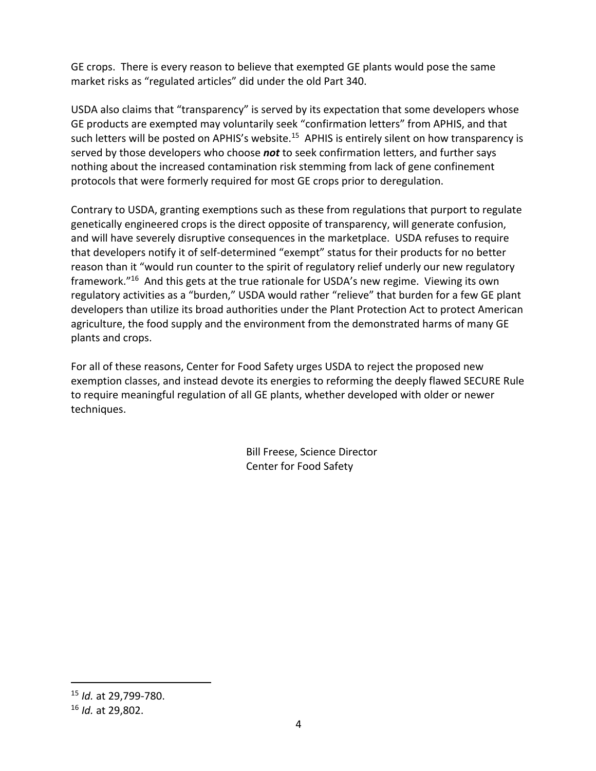GE crops. There is every reason to believe that exempted GE plants would pose the same market risks as "regulated articles" did under the old Part 340.

USDA also claims that "transparency" is served by its expectation that some developers whose GE products are exempted may voluntarily seek "confirmation letters" from APHIS, and that such letters will be posted on APHIS's website.[15] APHIS is entirely silent on how transparency is served by those developers who choose ***not*** to seek confirmation letters, and further says nothing about the increased contamination risk stemming from lack of gene confinement protocols that were formerly required for most GE crops prior to deregulation.

Contrary to USDA, granting exemptions such as these from regulations that purport to regulate genetically engineered crops is the direct opposite of transparency, will generate confusion, and will have severely disruptive consequences in the marketplace. USDA refuses to require that developers notify it of self-determined "exempt" status for their products for no better reason than it "would run counter to the spirit of regulatory relief underly our new regulatory framework."[16] And this gets at the true rationale for USDA's new regime. Viewing its own regulatory activities as a "burden," USDA would rather "relieve" that burden for a few GE plant developers than utilize its broad authorities under the Plant Protection Act to protect American agriculture, the food supply and the environment from the demonstrated harms of many GE plants and crops.

For all of these reasons, Center for Food Safety urges USDA to reject the proposed new exemption classes, and instead devote its energies to reforming the deeply flawed SECURE Rule to require meaningful regulation of all GE plants, whether developed with older or newer techniques.

Bill Freese, Science Director
Center for Food Safety

---

[15] *Id.* at 29,799-780.

[16] *Id.* at 29,802.